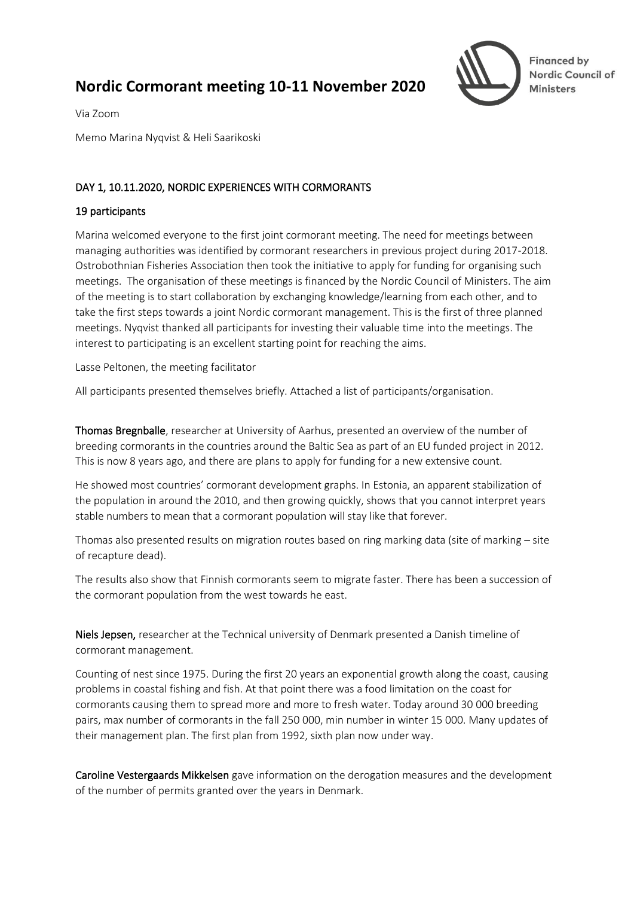# Nordic Cormorant meeting 10-11 November 2020

Financed by Nordic Council of Ministers

Via Zoom

Memo Marina Nyqvist & Heli Saarikoski

## DAY 1, 10.11.2020, NORDIC EXPERIENCES WITH CORMORANTS

### 19 participants

Marina welcomed everyone to the first joint cormorant meeting. The need for meetings between managing authorities was identified by cormorant researchers in previous project during 2017-2018. Ostrobothnian Fisheries Association then took the initiative to apply for funding for organising such meetings. The organisation of these meetings is financed by the Nordic Council of Ministers. The aim of the meeting is to start collaboration by exchanging knowledge/learning from each other, and to take the first steps towards a joint Nordic cormorant management. This is the first of three planned meetings. Nyqvist thanked all participants for investing their valuable time into the meetings. The interest to participating is an excellent starting point for reaching the aims.

Lasse Peltonen, the meeting facilitator

All participants presented themselves briefly. Attached a list of participants/organisation.

**Thomas Bregnballe**, researcher at University of Aarhus, presented an overview of the number of breeding cormorants in the countries around the Baltic Sea as part of an EU funded project in 2012. This is now 8 years ago, and there are plans to apply for funding for a new extensive count.

He showed most countries' cormorant development graphs. In Estonia, an apparent stabilization of the population in around the 2010, and then growing quickly, shows that you cannot interpret years stable numbers to mean that a cormorant population will stay like that forever.

Thomas also presented results on migration routes based on ring marking data (site of marking – site of recapture dead).

The results also show that Finnish cormorants seem to migrate faster. There has been a succession of the cormorant population from the west towards he east.

**Niels Jepsen,** researcher at the Technical university of Denmark presented a Danish timeline of cormorant management.

Counting of nest since 1975. During the first 20 years an exponential growth along the coast, causing problems in coastal fishing and fish. At that point there was a food limitation on the coast for cormorants causing them to spread more and more to fresh water. Today around 30 000 breeding pairs, max number of cormorants in the fall 250 000, min number in winter 15 000. Many updates of their management plan. The first plan from 1992, sixth plan now under way.

**Caroline Vestergaards Mikkelsen** gave information on the derogation measures and the development of the number of permits granted over the years in Denmark.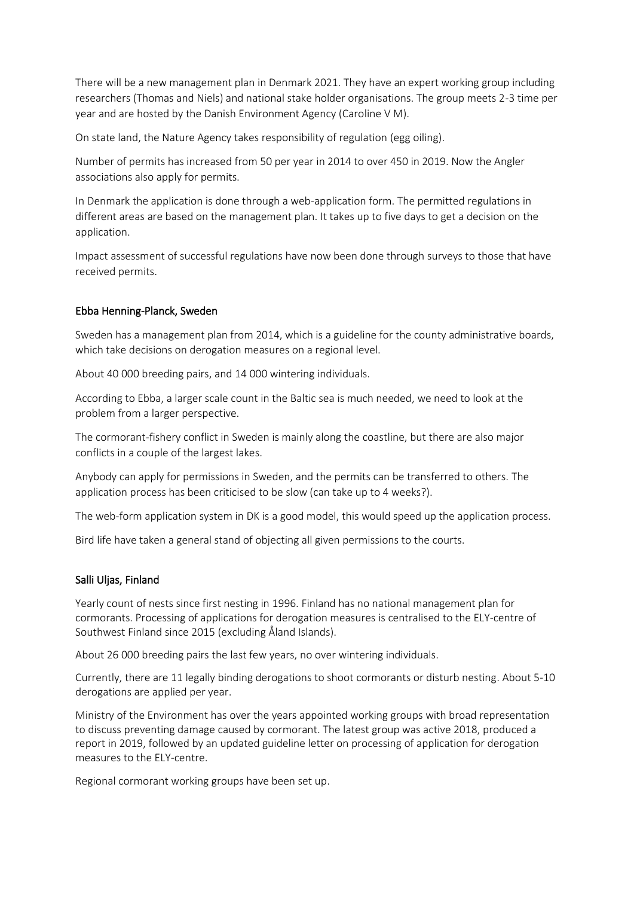There will be a new management plan in Denmark 2021. They have an expert working group including researchers (Thomas and Niels) and national stake holder organisations. The group meets 2-3 time per year and are hosted by the Danish Environment Agency (Caroline V M).

On state land, the Nature Agency takes responsibility of regulation (egg oiling).

Number of permits has increased from 50 per year in 2014 to over 450 in 2019. Now the Angler associations also apply for permits.

In Denmark the application is done through a web-application form. The permitted regulations in different areas are based on the management plan. It takes up to five days to get a decision on the application.

Impact assessment of successful regulations have now been done through surveys to those that have received permits.

## Ebba Henning-Planck, Sweden

Sweden has a management plan from 2014, which is a guideline for the county administrative boards, which take decisions on derogation measures on a regional level.

About 40 000 breeding pairs, and 14 000 wintering individuals.

According to Ebba, a larger scale count in the Baltic sea is much needed, we need to look at the problem from a larger perspective.

The cormorant-fishery conflict in Sweden is mainly along the coastline, but there are also major conflicts in a couple of the largest lakes.

Anybody can apply for permissions in Sweden, and the permits can be transferred to others. The application process has been criticised to be slow (can take up to 4 weeks?).

The web-form application system in DK is a good model, this would speed up the application process.

Bird life have taken a general stand of objecting all given permissions to the courts.

## Salli Uljas, Finland

Yearly count of nests since first nesting in 1996. Finland has no national management plan for cormorants. Processing of applications for derogation measures is centralised to the ELY-centre of Southwest Finland since 2015 (excluding Åland Islands).

About 26 000 breeding pairs the last few years, no over wintering individuals.

Currently, there are 11 legally binding derogations to shoot cormorants or disturb nesting. About 5-10 derogations are applied per year.

Ministry of the Environment has over the years appointed working groups with broad representation to discuss preventing damage caused by cormorant. The latest group was active 2018, produced a report in 2019, followed by an updated guideline letter on processing of application for derogation measures to the ELY-centre.

Regional cormorant working groups have been set up.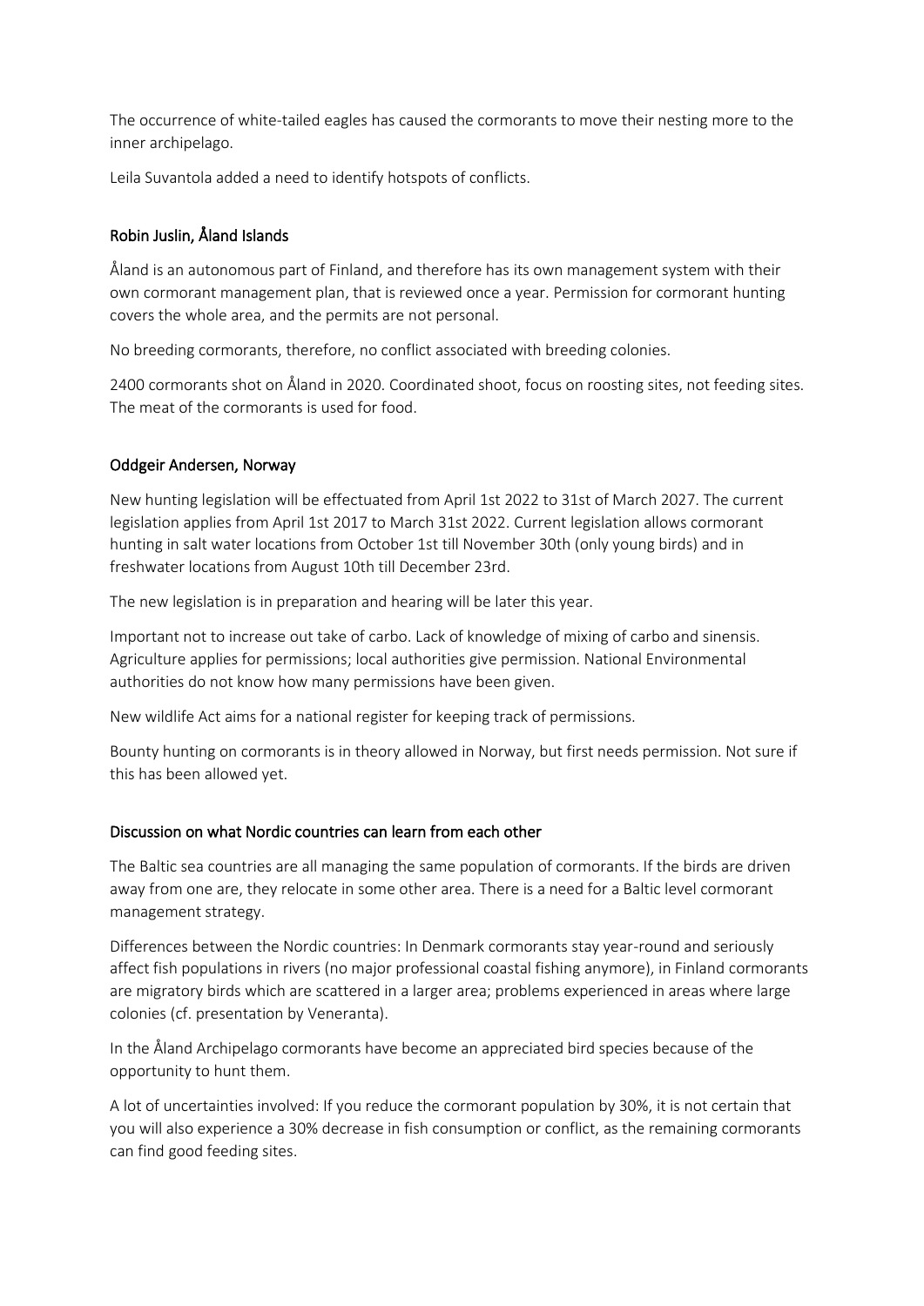The occurrence of white-tailed eagles has caused the cormorants to move their nesting more to the inner archipelago.

Leila Suvantola added a need to identify hotspots of conflicts.

### Robin Juslin, Åland Islands

Åland is an autonomous part of Finland, and therefore has its own management system with their own cormorant management plan, that is reviewed once a year. Permission for cormorant hunting covers the whole area, and the permits are not personal.

No breeding cormorants, therefore, no conflict associated with breeding colonies.

2400 cormorants shot on Åland in 2020. Coordinated shoot, focus on roosting sites, not feeding sites. The meat of the cormorants is used for food.

### Oddgeir Andersen, Norway

New hunting legislation will be effectuated from April 1st 2022 to 31st of March 2027. The current legislation applies from April 1st 2017 to March 31st 2022. Current legislation allows cormorant hunting in salt water locations from October 1st till November 30th (only young birds) and in freshwater locations from August 10th till December 23rd.

The new legislation is in preparation and hearing will be later this year.

Important not to increase out take of carbo. Lack of knowledge of mixing of carbo and sinensis. Agriculture applies for permissions; local authorities give permission. National Environmental authorities do not know how many permissions have been given.

New wildlife Act aims for a national register for keeping track of permissions.

Bounty hunting on cormorants is in theory allowed in Norway, but first needs permission. Not sure if this has been allowed yet.

### Discussion on what Nordic countries can learn from each other

The Baltic sea countries are all managing the same population of cormorants. If the birds are driven away from one are, they relocate in some other area. There is a need for a Baltic level cormorant management strategy.

Differences between the Nordic countries: In Denmark cormorants stay year-round and seriously affect fish populations in rivers (no major professional coastal fishing anymore), in Finland cormorants are migratory birds which are scattered in a larger area; problems experienced in areas where large colonies (cf. presentation by Veneranta).

In the Åland Archipelago cormorants have become an appreciated bird species because of the opportunity to hunt them.

A lot of uncertainties involved: If you reduce the cormorant population by 30%, it is not certain that you will also experience a 30% decrease in fish consumption or conflict, as the remaining cormorants can find good feeding sites.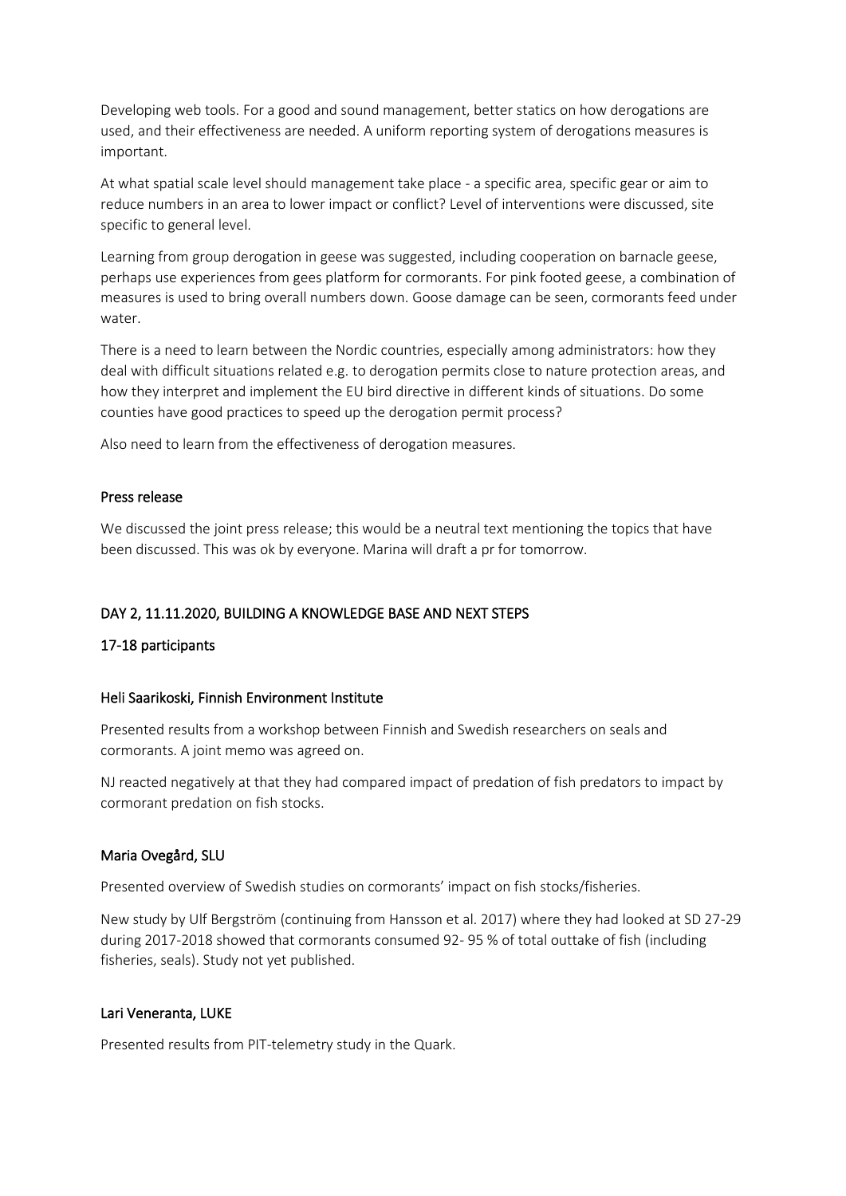Developing web tools. For a good and sound management, better statics on how derogations are used, and their effectiveness are needed. A uniform reporting system of derogations measures is important.

At what spatial scale level should management take place - a specific area, specific gear or aim to reduce numbers in an area to lower impact or conflict? Level of interventions were discussed, site specific to general level.

Learning from group derogation in geese was suggested, including cooperation on barnacle geese, perhaps use experiences from gees platform for cormorants. For pink footed geese, a combination of measures is used to bring overall numbers down. Goose damage can be seen, cormorants feed under water.

There is a need to learn between the Nordic countries, especially among administrators: how they deal with difficult situations related e.g. to derogation permits close to nature protection areas, and how they interpret and implement the EU bird directive in different kinds of situations. Do some counties have good practices to speed up the derogation permit process?

Also need to learn from the effectiveness of derogation measures.

## Press release

We discussed the joint press release; this would be a neutral text mentioning the topics that have been discussed. This was ok by everyone. Marina will draft a pr for tomorrow.

## DAY 2, 11.11.2020, BUILDING A KNOWLEDGE BASE AND NEXT STEPS

### 17-18 participants

### Heli Saarikoski, Finnish Environment Institute

Presented results from a workshop between Finnish and Swedish researchers on seals and cormorants. A joint memo was agreed on.

NJ reacted negatively at that they had compared impact of predation of fish predators to impact by cormorant predation on fish stocks.

### Maria Ovegård, SLU

Presented overview of Swedish studies on cormorants' impact on fish stocks/fisheries.

New study by Ulf Bergström (continuing from Hansson et al. 2017) where they had looked at SD 27-29 during 2017-2018 showed that cormorants consumed 92- 95 % of total outtake of fish (including fisheries, seals). Study not yet published.

### Lari Veneranta, LUKE

Presented results from PIT-telemetry study in the Quark.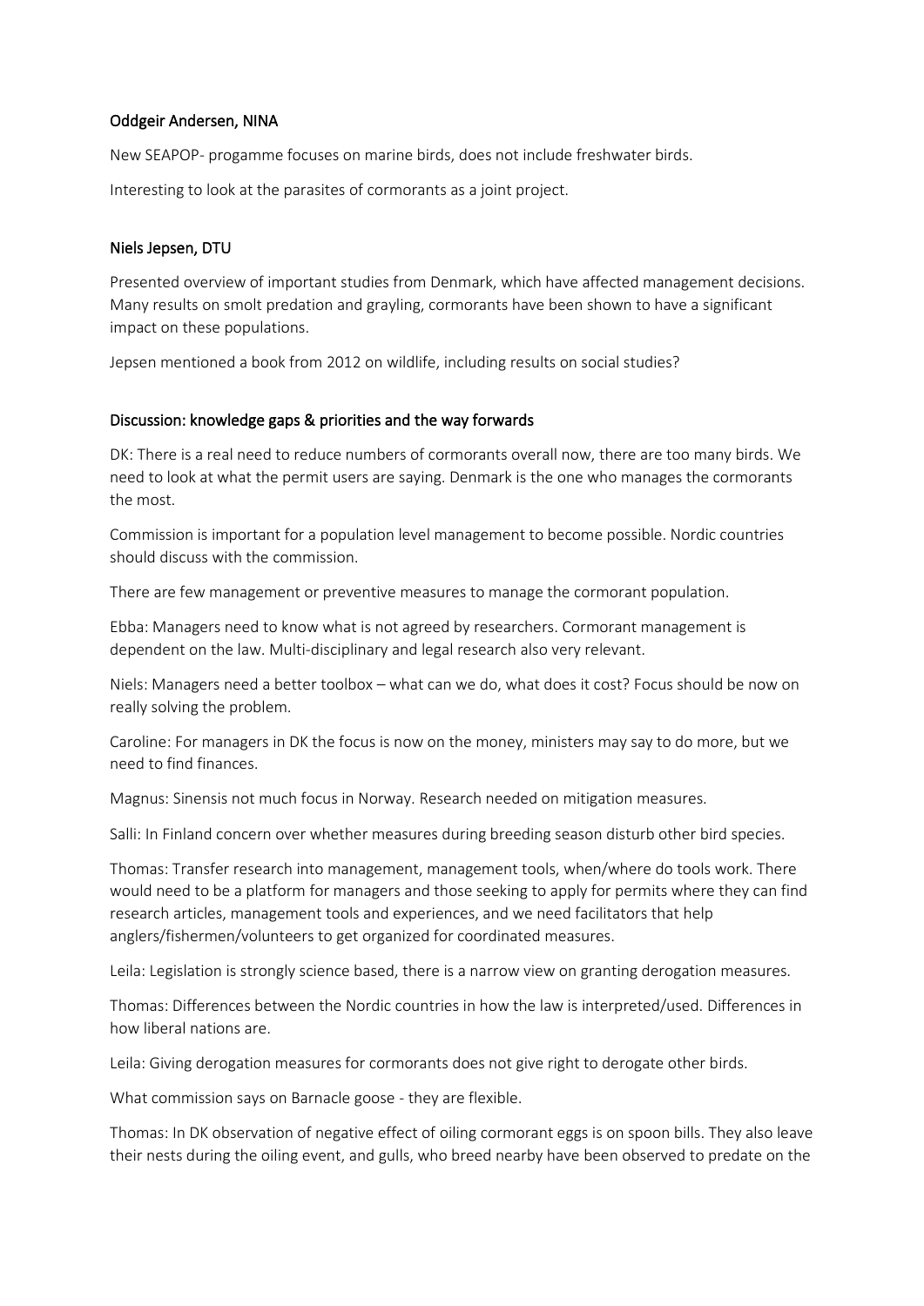## Oddgeir Andersen, NINA

New SEAPOP- progamme focuses on marine birds, does not include freshwater birds.

Interesting to look at the parasites of cormorants as a joint project.

## Niels Jepsen, DTU

Presented overview of important studies from Denmark, which have affected management decisions. Many results on smolt predation and grayling, cormorants have been shown to have a significant impact on these populations.

Jepsen mentioned a book from 2012 on wildlife, including results on social studies?

## Discussion: knowledge gaps & priorities and the way forwards

DK: There is a real need to reduce numbers of cormorants overall now, there are too many birds. We need to look at what the permit users are saying. Denmark is the one who manages the cormorants the most.

Commission is important for a population level management to become possible. Nordic countries should discuss with the commission.

There are few management or preventive measures to manage the cormorant population.

Ebba: Managers need to know what is not agreed by researchers. Cormorant management is dependent on the law. Multi-disciplinary and legal research also very relevant.

Niels: Managers need a better toolbox – what can we do, what does it cost? Focus should be now on really solving the problem.

Caroline: For managers in DK the focus is now on the money, ministers may say to do more, but we need to find finances.

Magnus: Sinensis not much focus in Norway. Research needed on mitigation measures.

Salli: In Finland concern over whether measures during breeding season disturb other bird species.

Thomas: Transfer research into management, management tools, when/where do tools work. There would need to be a platform for managers and those seeking to apply for permits where they can find research articles, management tools and experiences, and we need facilitators that help anglers/fishermen/volunteers to get organized for coordinated measures.

Leila: Legislation is strongly science based, there is a narrow view on granting derogation measures.

Thomas: Differences between the Nordic countries in how the law is interpreted/used. Differences in how liberal nations are.

Leila: Giving derogation measures for cormorants does not give right to derogate other birds.

What commission says on Barnacle goose - they are flexible.

Thomas: In DK observation of negative effect of oiling cormorant eggs is on spoon bills. They also leave their nests during the oiling event, and gulls, who breed nearby have been observed to predate on the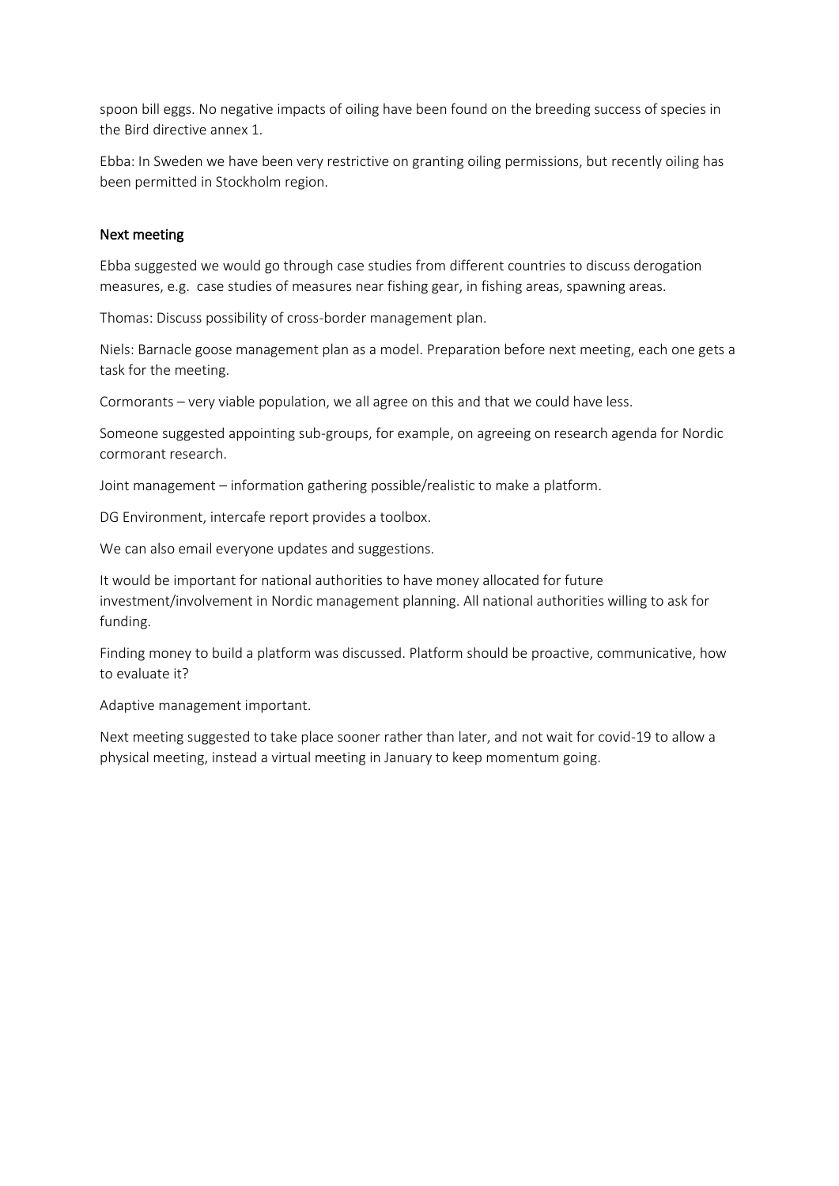spoon bill eggs. No negative impacts of oiling have been found on the breeding success of species in the Bird directive annex 1.

Ebba: In Sweden we have been very restrictive on granting oiling permissions, but recently oiling has been permitted in Stockholm region.

## Next meeting

Ebba suggested we would go through case studies from different countries to discuss derogation measures, e.g. case studies of measures near fishing gear, in fishing areas, spawning areas.

Thomas: Discuss possibility of cross-border management plan.

Niels: Barnacle goose management plan as a model. Preparation before next meeting, each one gets a task for the meeting.

Cormorants – very viable population, we all agree on this and that we could have less.

Someone suggested appointing sub-groups, for example, on agreeing on research agenda for Nordic cormorant research.

Joint management – information gathering possible/realistic to make a platform.

DG Environment, intercafe report provides a toolbox.

We can also email everyone updates and suggestions.

It would be important for national authorities to have money allocated for future investment/involvement in Nordic management planning. All national authorities willing to ask for funding.

Finding money to build a platform was discussed. Platform should be proactive, communicative, how to evaluate it?

Adaptive management important.

Next meeting suggested to take place sooner rather than later, and not wait for covid-19 to allow a physical meeting, instead a virtual meeting in January to keep momentum going.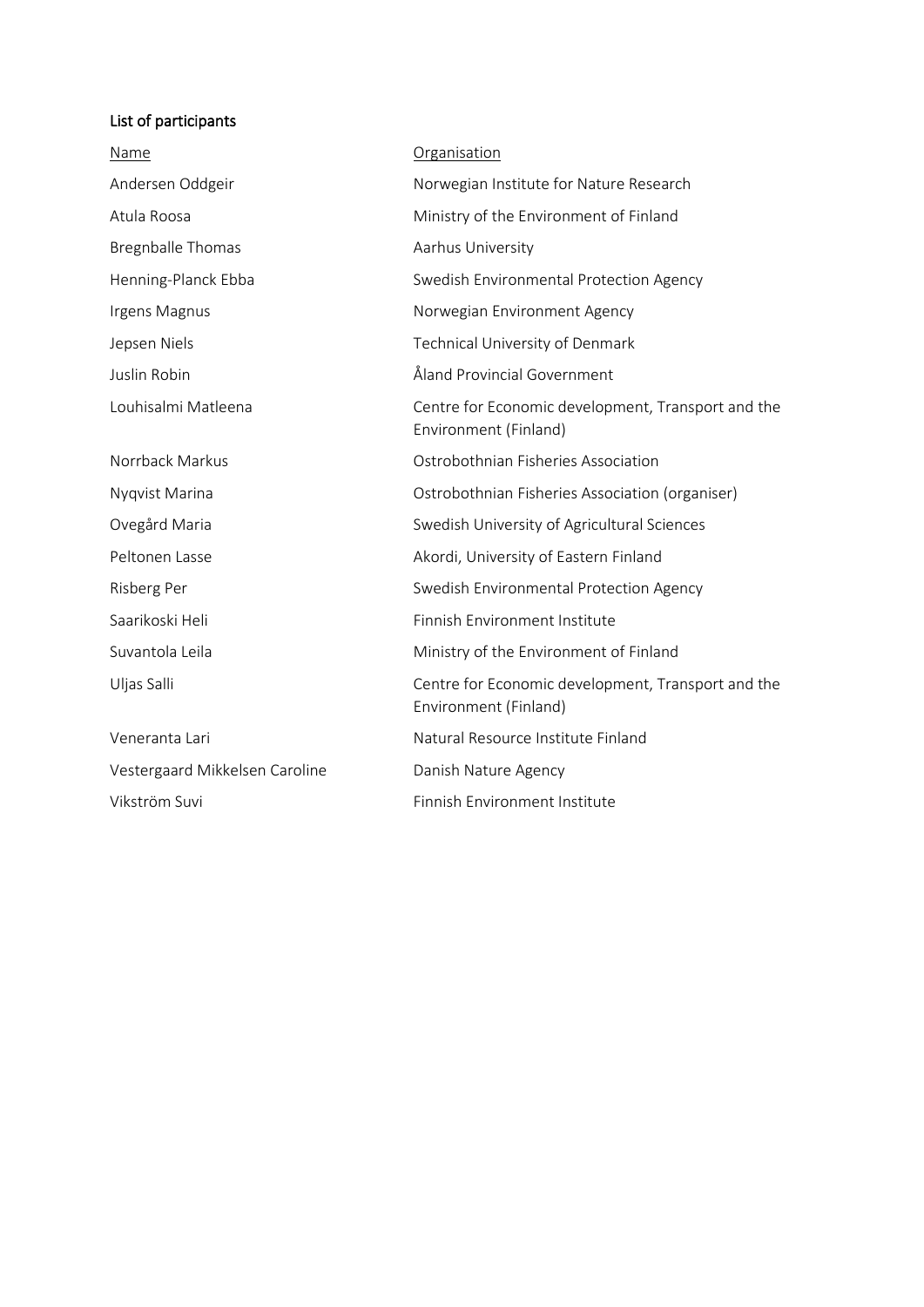List of participants

| Name | Organisation |
| --- | --- |
| Andersen Oddgeir | Norwegian Institute for Nature Research |
| Atula Roosa | Ministry of the Environment of Finland |
| Bregnballe Thomas | Aarhus University |
| Henning-Planck Ebba | Swedish Environmental Protection Agency |
| Irgens Magnus | Norwegian Environment Agency |
| Jepsen Niels | Technical University of Denmark |
| Juslin Robin | Åland Provincial Government |
| Louhisalmi Matleena | Centre for Economic development, Transport and the Environment (Finland) |
| Norrback Markus | Ostrobothnian Fisheries Association |
| Nyqvist Marina | Ostrobothnian Fisheries Association (organiser) |
| Ovegård Maria | Swedish University of Agricultural Sciences |
| Peltonen Lasse | Akordi, University of Eastern Finland |
| Risberg Per | Swedish Environmental Protection Agency |
| Saarikoski Heli | Finnish Environment Institute |
| Suvantola Leila | Ministry of the Environment of Finland |
| Uljas Salli | Centre for Economic development, Transport and the Environment (Finland) |
| Veneranta Lari | Natural Resource Institute Finland |
| Vestergaard Mikkelsen Caroline | Danish Nature Agency |
| Vikström Suvi | Finnish Environment Institute |